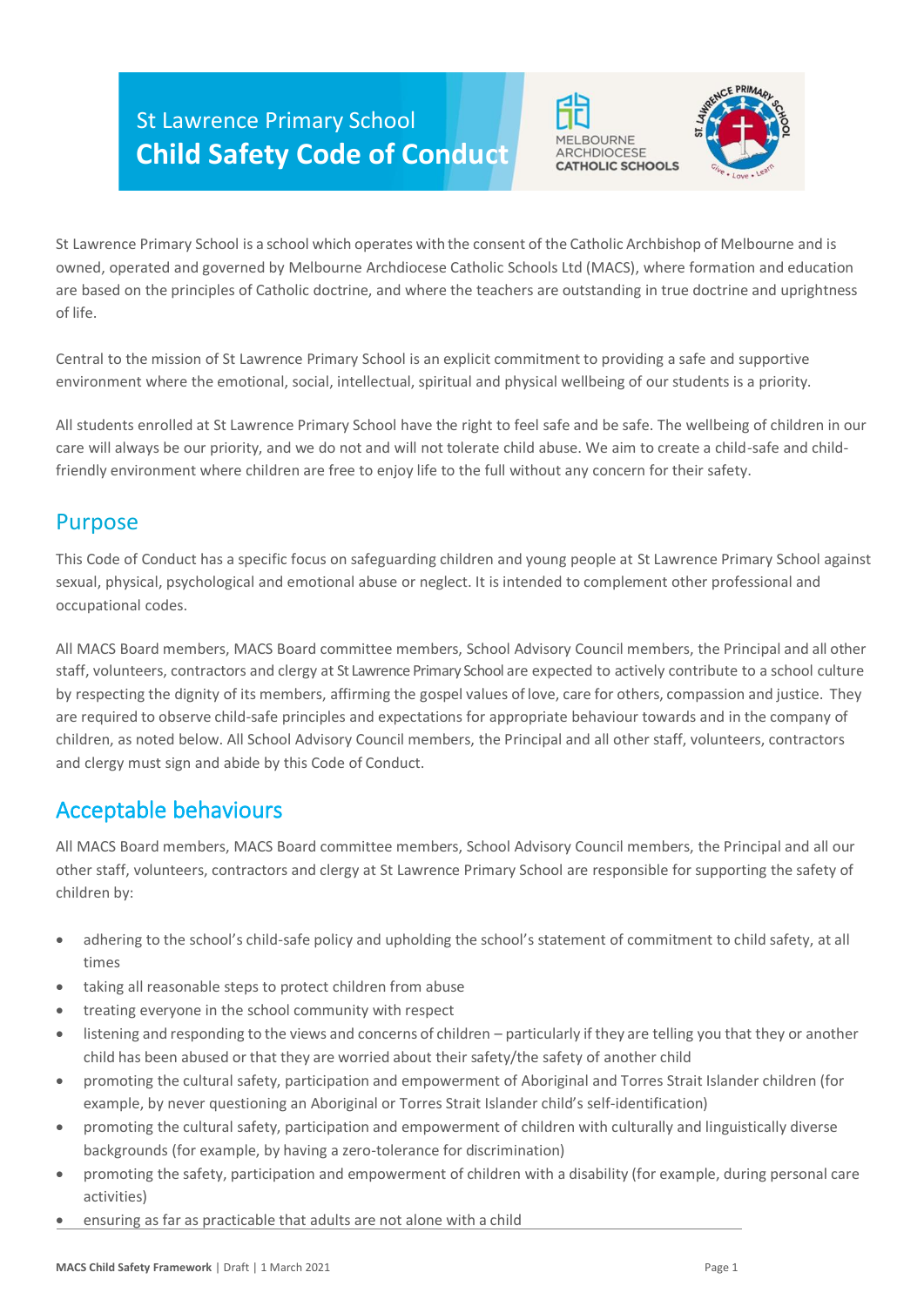# St Lawrence Primary School
# Child Safety Code of Conduct

MELBOURNE ARCHDIOCESE CATHOLIC SCHOOLS

St Lawrence Primary School is a school which operates with the consent of the Catholic Archbishop of Melbourne and is owned, operated and governed by Melbourne Archdiocese Catholic Schools Ltd (MACS), where formation and education are based on the principles of Catholic doctrine, and where the teachers are outstanding in true doctrine and uprightness of life.

Central to the mission of St Lawrence Primary School is an explicit commitment to providing a safe and supportive environment where the emotional, social, intellectual, spiritual and physical wellbeing of our students is a priority.

All students enrolled at St Lawrence Primary School have the right to feel safe and be safe. The wellbeing of children in our care will always be our priority, and we do not and will not tolerate child abuse. We aim to create a child-safe and child-friendly environment where children are free to enjoy life to the full without any concern for their safety.

## Purpose

This Code of Conduct has a specific focus on safeguarding children and young people at St Lawrence Primary School against sexual, physical, psychological and emotional abuse or neglect. It is intended to complement other professional and occupational codes.

All MACS Board members, MACS Board committee members, School Advisory Council members, the Principal and all other staff, volunteers, contractors and clergy at St Lawrence Primary School are expected to actively contribute to a school culture by respecting the dignity of its members, affirming the gospel values of love, care for others, compassion and justice. They are required to observe child-safe principles and expectations for appropriate behaviour towards and in the company of children, as noted below. All School Advisory Council members, the Principal and all other staff, volunteers, contractors and clergy must sign and abide by this Code of Conduct.

## Acceptable behaviours

All MACS Board members, MACS Board committee members, School Advisory Council members, the Principal and all our other staff, volunteers, contractors and clergy at St Lawrence Primary School are responsible for supporting the safety of children by:

- adhering to the school's child-safe policy and upholding the school's statement of commitment to child safety, at all times
- taking all reasonable steps to protect children from abuse
- treating everyone in the school community with respect
- listening and responding to the views and concerns of children – particularly if they are telling you that they or another child has been abused or that they are worried about their safety/the safety of another child
- promoting the cultural safety, participation and empowerment of Aboriginal and Torres Strait Islander children (for example, by never questioning an Aboriginal or Torres Strait Islander child's self-identification)
- promoting the cultural safety, participation and empowerment of children with culturally and linguistically diverse backgrounds (for example, by having a zero-tolerance for discrimination)
- promoting the safety, participation and empowerment of children with a disability (for example, during personal care activities)
- ensuring as far as practicable that adults are not alone with a child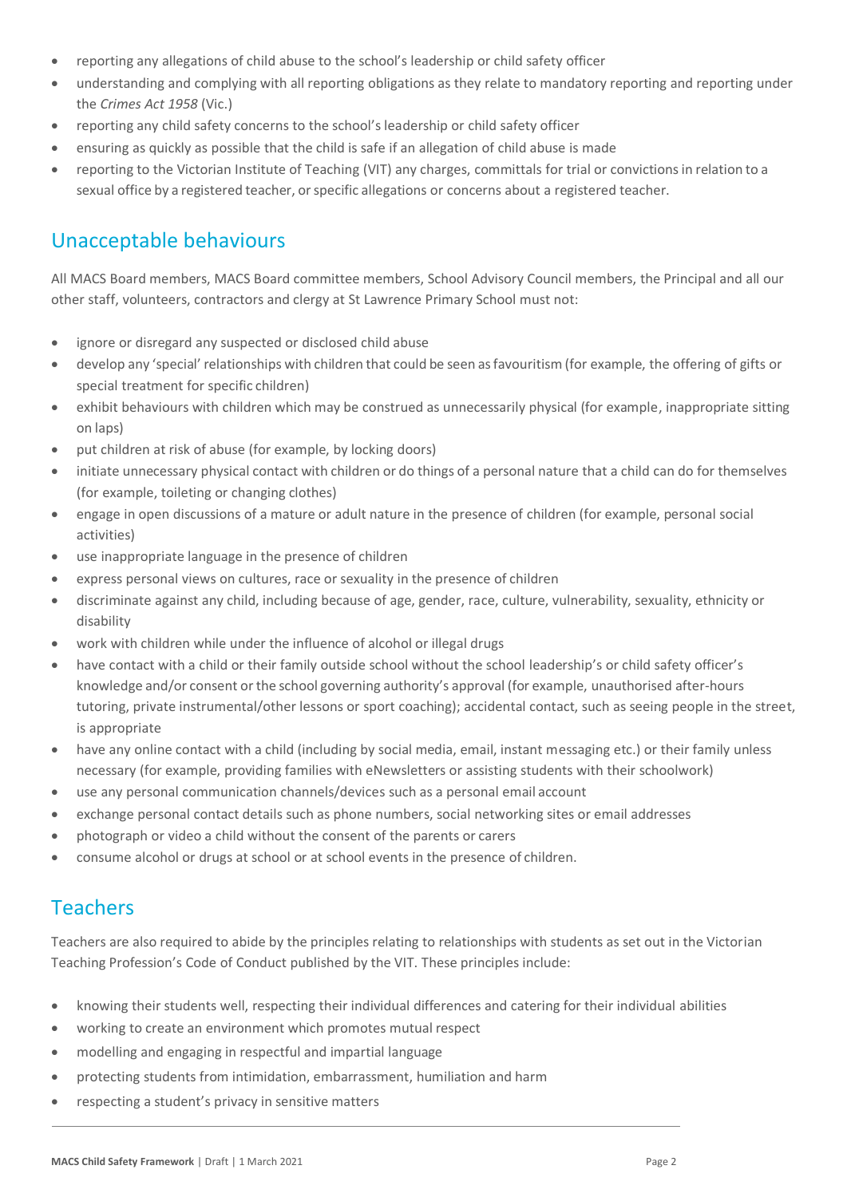- reporting any allegations of child abuse to the school's leadership or child safety officer
- understanding and complying with all reporting obligations as they relate to mandatory reporting and reporting under the *Crimes Act 1958* (Vic.)
- reporting any child safety concerns to the school's leadership or child safety officer
- ensuring as quickly as possible that the child is safe if an allegation of child abuse is made
- reporting to the Victorian Institute of Teaching (VIT) any charges, committals for trial or convictions in relation to a sexual office by a registered teacher, or specific allegations or concerns about a registered teacher.

## Unacceptable behaviours

All MACS Board members, MACS Board committee members, School Advisory Council members, the Principal and all our other staff, volunteers, contractors and clergy at St Lawrence Primary School must not:

- ignore or disregard any suspected or disclosed child abuse
- develop any 'special' relationships with children that could be seen as favouritism (for example, the offering of gifts or special treatment for specific children)
- exhibit behaviours with children which may be construed as unnecessarily physical (for example, inappropriate sitting on laps)
- put children at risk of abuse (for example, by locking doors)
- initiate unnecessary physical contact with children or do things of a personal nature that a child can do for themselves (for example, toileting or changing clothes)
- engage in open discussions of a mature or adult nature in the presence of children (for example, personal social activities)
- use inappropriate language in the presence of children
- express personal views on cultures, race or sexuality in the presence of children
- discriminate against any child, including because of age, gender, race, culture, vulnerability, sexuality, ethnicity or disability
- work with children while under the influence of alcohol or illegal drugs
- have contact with a child or their family outside school without the school leadership's or child safety officer's knowledge and/or consent or the school governing authority's approval (for example, unauthorised after-hours tutoring, private instrumental/other lessons or sport coaching); accidental contact, such as seeing people in the street, is appropriate
- have any online contact with a child (including by social media, email, instant messaging etc.) or their family unless necessary (for example, providing families with eNewsletters or assisting students with their schoolwork)
- use any personal communication channels/devices such as a personal email account
- exchange personal contact details such as phone numbers, social networking sites or email addresses
- photograph or video a child without the consent of the parents or carers
- consume alcohol or drugs at school or at school events in the presence of children.

## Teachers

Teachers are also required to abide by the principles relating to relationships with students as set out in the Victorian Teaching Profession's Code of Conduct published by the VIT. These principles include:

- knowing their students well, respecting their individual differences and catering for their individual abilities
- working to create an environment which promotes mutual respect
- modelling and engaging in respectful and impartial language
- protecting students from intimidation, embarrassment, humiliation and harm
- respecting a student's privacy in sensitive matters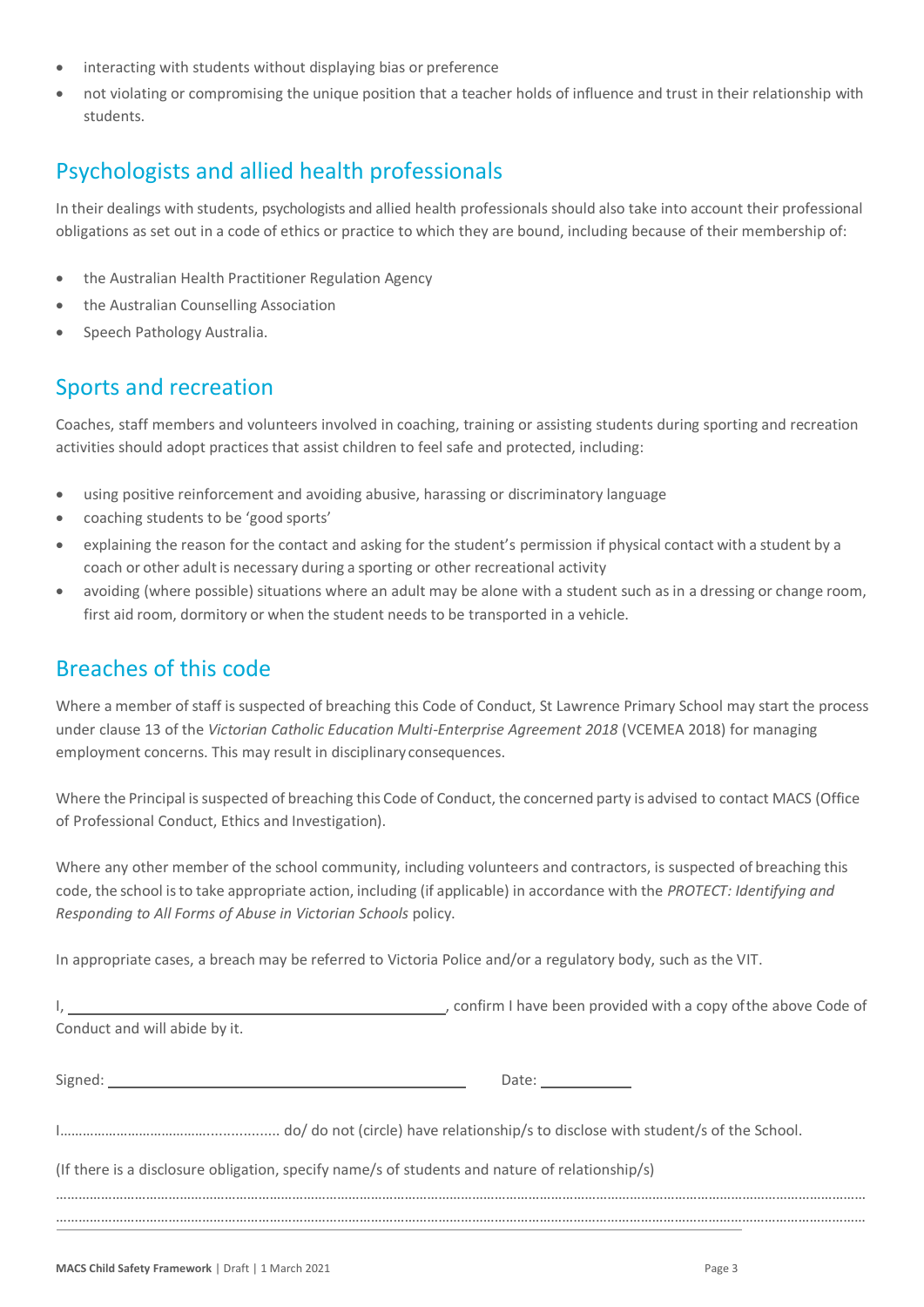- interacting with students without displaying bias or preference
- not violating or compromising the unique position that a teacher holds of influence and trust in their relationship with students.

## Psychologists and allied health professionals

In their dealings with students, psychologists and allied health professionals should also take into account their professional obligations as set out in a code of ethics or practice to which they are bound, including because of their membership of:

- the Australian Health Practitioner Regulation Agency
- the Australian Counselling Association
- Speech Pathology Australia.

## Sports and recreation

Coaches, staff members and volunteers involved in coaching, training or assisting students during sporting and recreation activities should adopt practices that assist children to feel safe and protected, including:

- using positive reinforcement and avoiding abusive, harassing or discriminatory language
- coaching students to be 'good sports'
- explaining the reason for the contact and asking for the student's permission if physical contact with a student by a coach or other adult is necessary during a sporting or other recreational activity
- avoiding (where possible) situations where an adult may be alone with a student such as in a dressing or change room, first aid room, dormitory or when the student needs to be transported in a vehicle.

## Breaches of this code

Where a member of staff is suspected of breaching this Code of Conduct, St Lawrence Primary School may start the process under clause 13 of the *Victorian Catholic Education Multi-Enterprise Agreement 2018* (VCEMEA 2018) for managing employment concerns. This may result in disciplinary consequences.

Where the Principal is suspected of breaching this Code of Conduct, the concerned party is advised to contact MACS (Office of Professional Conduct, Ethics and Investigation).

Where any other member of the school community, including volunteers and contractors, is suspected of breaching this code, the school is to take appropriate action, including (if applicable) in accordance with the *PROTECT: Identifying and Responding to All Forms of Abuse in Victorian Schools* policy.

In appropriate cases, a breach may be referred to Victoria Police and/or a regulatory body, such as the VIT.

I, ______________________________________________, confirm I have been provided with a copy of the above Code of Conduct and will abide by it.

Signed: ______________________________________________ Date: ____________

I………………………………................ do/ do not (circle) have relationship/s to disclose with student/s of the School.

(If there is a disclosure obligation, specify name/s of students and nature of relationship/s)

……………………………………………………………………………………………………………………………………………………………………………………

……………………………………………………………………………………………………………………………………………………………………………………